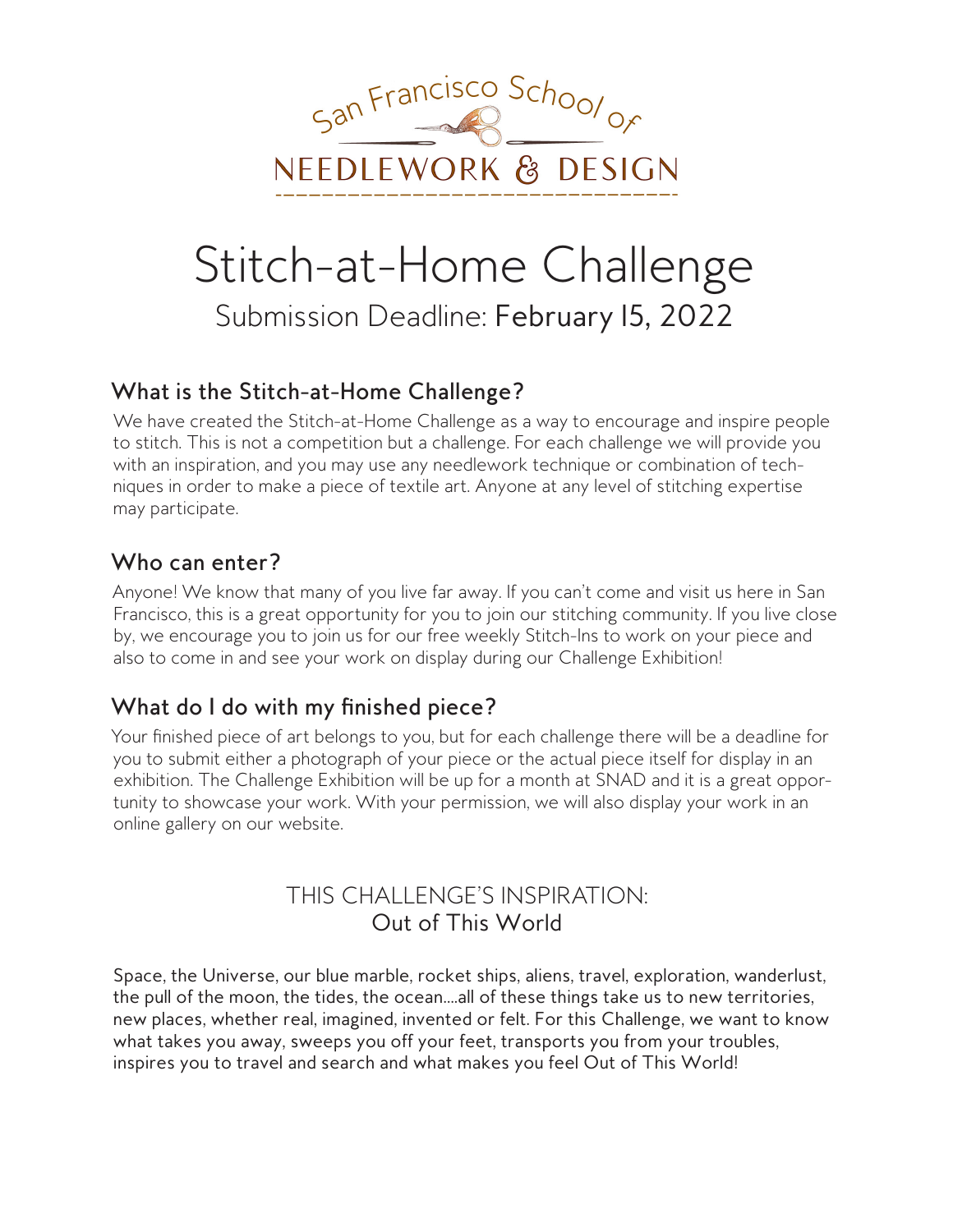San Francisco School of

NEEDLEWORK & DESIGN

# Stitch-at-Home Challenge

Submission Deadline: February 15, 2022

## What is the Stitch-at-Home Challenge?

We have created the Stitch-at-Home Challenge as a way to encourage and inspire people to stitch. This is not a competition but a challenge. For each challenge we will provide you with an inspiration, and you may use any needlework technique or combination of techniques in order to make a piece of textile art. Anyone at any level of stitching expertise may participate.

## Who can enter?

Anyone! We know that many of you live far away. If you can't come and visit us here in San Francisco, this is a great opportunity for you to join our stitching community. If you live close by, we encourage you to join us for our free weekly Stitch-Ins to work on your piece and also to come in and see your work on display during our Challenge Exhibition!

## What do I do with my finished piece?

Your finished piece of art belongs to you, but for each challenge there will be a deadline for you to submit either a photograph of your piece or the actual piece itself for display in an exhibition. The Challenge Exhibition will be up for a month at SNAD and it is a great opportunity to showcase your work. With your permission, we will also display your work in an online gallery on our website.

## THIS CHALLENGE'S INSPIRATION:
## Out of This World

Space, the Universe, our blue marble, rocket ships, aliens, travel, exploration, wanderlust, the pull of the moon, the tides, the ocean....all of these things take us to new territories, new places, whether real, imagined, invented or felt. For this Challenge, we want to know what takes you away, sweeps you off your feet, transports you from your troubles, inspires you to travel and search and what makes you feel Out of This World!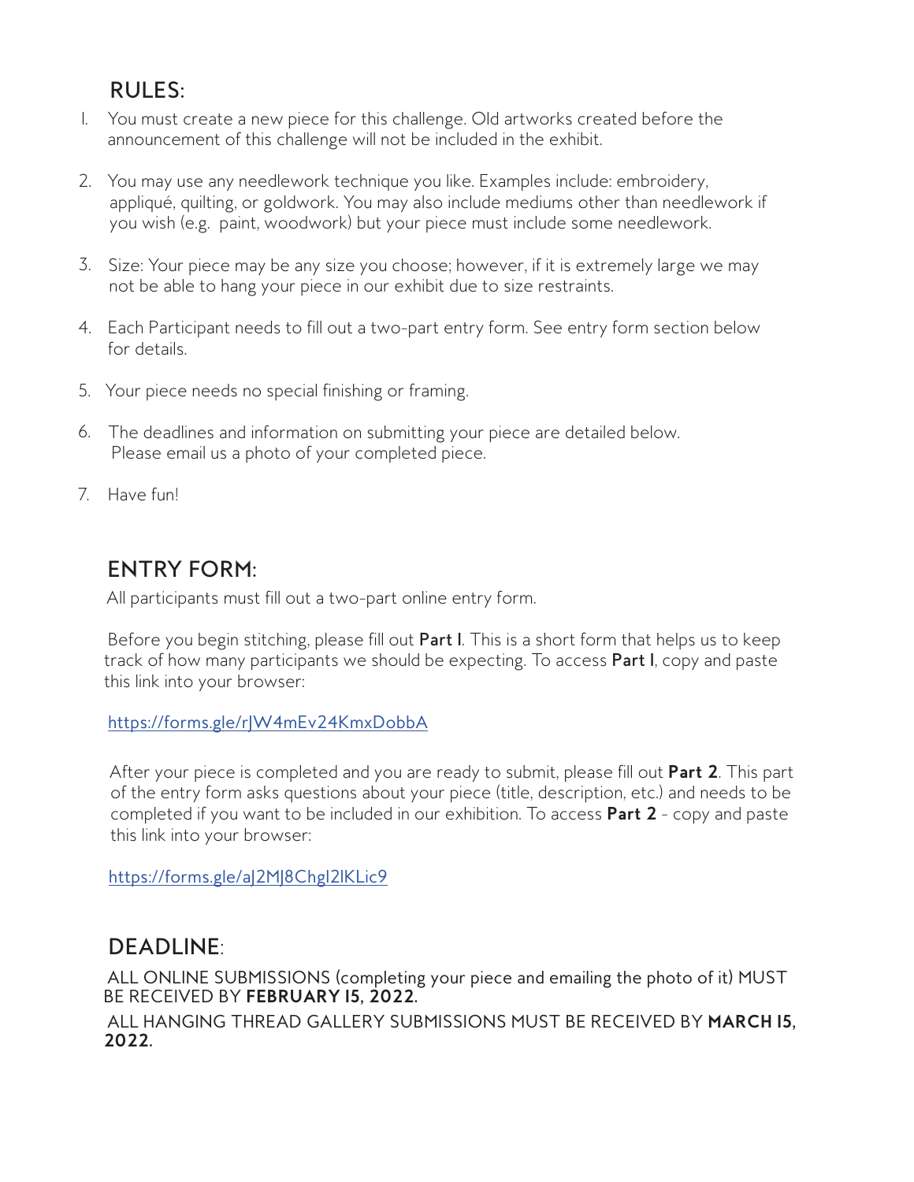## RULES:

1. You must create a new piece for this challenge. Old artworks created before the announcement of this challenge will not be included in the exhibit.
2. You may use any needlework technique you like. Examples include: embroidery, appliqué, quilting, or goldwork. You may also include mediums other than needlework if you wish (e.g. paint, woodwork) but your piece must include some needlework.
3. Size: Your piece may be any size you choose; however, if it is extremely large we may not be able to hang your piece in our exhibit due to size restraints.
4. Each Participant needs to fill out a two-part entry form. See entry form section below for details.
5. Your piece needs no special finishing or framing.
6. The deadlines and information on submitting your piece are detailed below. Please email us a photo of your completed piece.
7. Have fun!

## ENTRY FORM:

All participants must fill out a two-part online entry form.

Before you begin stitching, please fill out **Part I**. This is a short form that helps us to keep track of how many participants we should be expecting. To access **Part I**, copy and paste this link into your browser:

https://forms.gle/rJW4mEv24KmxDobbA

After your piece is completed and you are ready to submit, please fill out **Part 2**. This part of the entry form asks questions about your piece (title, description, etc.) and needs to be completed if you want to be included in our exhibition. To access **Part 2** - copy and paste this link into your browser:

https://forms.gle/aJ2MJ8Chgl2lKLic9

## DEADLINE:

ALL ONLINE SUBMISSIONS (completing your piece and emailing the photo of it) MUST BE RECEIVED BY **FEBRUARY 15, 2022.**

ALL HANGING THREAD GALLERY SUBMISSIONS MUST BE RECEIVED BY **MARCH 15, 2022.**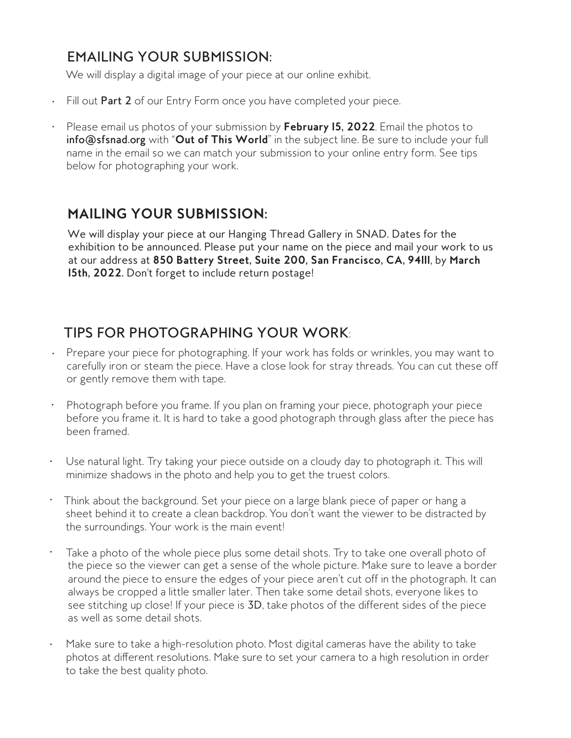## EMAILING YOUR SUBMISSION:

We will display a digital image of your piece at our online exhibit.

- Fill out **Part 2** of our Entry Form once you have completed your piece.
- Please email us photos of your submission by **February 15, 2022**. Email the photos to **info@sfsnad.org** with "**Out of This World**" in the subject line. Be sure to include your full name in the email so we can match your submission to your online entry form. See tips below for photographing your work.

## MAILING YOUR SUBMISSION:

We will display your piece at our Hanging Thread Gallery in SNAD. Dates for the exhibition to be announced. Please put your name on the piece and mail your work to us at our address at **850 Battery Street, Suite 200, San Francisco, CA, 94111**, by **March 15th, 2022.** Don't forget to include return postage!

## TIPS FOR PHOTOGRAPHING YOUR WORK:

- Prepare your piece for photographing. If your work has folds or wrinkles, you may want to carefully iron or steam the piece. Have a close look for stray threads. You can cut these off or gently remove them with tape.
- Photograph before you frame. If you plan on framing your piece, photograph your piece before you frame it. It is hard to take a good photograph through glass after the piece has been framed.
- Use natural light. Try taking your piece outside on a cloudy day to photograph it. This will minimize shadows in the photo and help you to get the truest colors.
- Think about the background. Set your piece on a large blank piece of paper or hang a sheet behind it to create a clean backdrop. You don't want the viewer to be distracted by the surroundings. Your work is the main event!
- Take a photo of the whole piece plus some detail shots. Try to take one overall photo of the piece so the viewer can get a sense of the whole picture. Make sure to leave a border around the piece to ensure the edges of your piece aren't cut off in the photograph. It can always be cropped a little smaller later. Then take some detail shots, everyone likes to see stitching up close! If your piece is 3D, take photos of the different sides of the piece as well as some detail shots.
- Make sure to take a high-resolution photo. Most digital cameras have the ability to take photos at different resolutions. Make sure to set your camera to a high resolution in order to take the best quality photo.